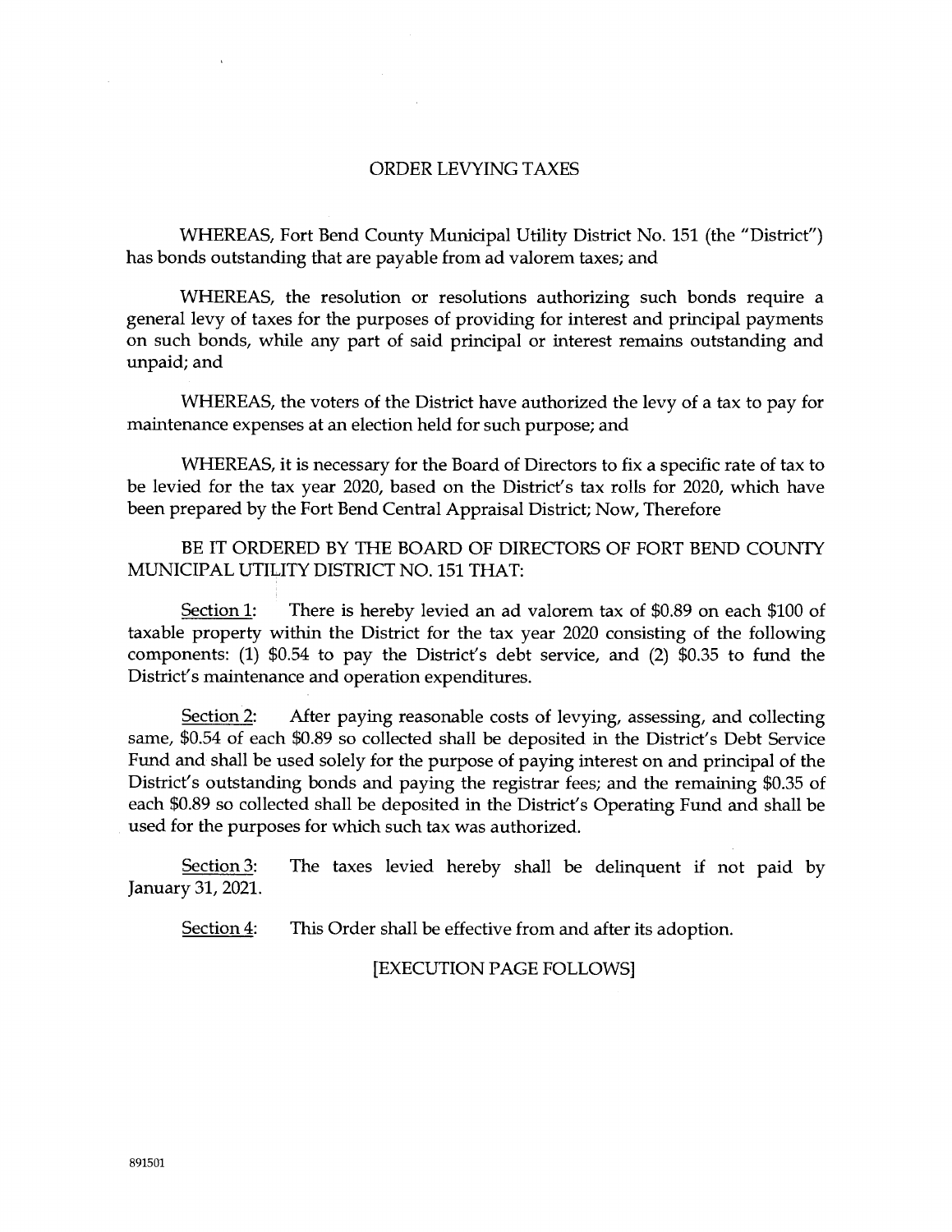# ORDER LEVYING TAXES

WHEREAS, Fort Bend County Municipal Utility District No. 151 (the "District") has bonds outstanding that are payable from ad valorem taxes; and

WHEREAS, the resolution or resolutions authorizing such bonds require a general levy of taxes for the purposes of providing for interest and principal payments on such bonds, while any part of said principal or interest remains outstanding and unpaid; and

WHEREAS, the voters of the District have authorized the levy of a tax to pay for maintenance expenses at an election held for such purpose; and

WHEREAS, it is necessary for the Board of Directors to fix a specific rate of tax to be levied for the tax year 2020, based on the District's tax rolls for 2020, which have been prepared by the Fort Bend Central Appraisal District; Now, Therefore

BE IT ORDERED BY THE BOARD OF DIRECTORS OF FORT BEND COUNTY MUNICIPAL UTILITY DISTRICT NO. 151 THAT:

<u>Section 1</u>: There is hereby levied an ad valorem tax of $0.89 on each $100 of taxable property within the District for the tax year 2020 consisting of the following components: (1) $0.54 to pay the District's debt service, and (2) $0.35 to fund the District's maintenance and operation expenditures.

<u>Section 2</u>: After paying reasonable costs of levying, assessing, and collecting same, $0.54 of each $0.89 so collected shall be deposited in the District's Debt Service Fund and shall be used solely for the purpose of paying interest on and principal of the District's outstanding bonds and paying the registrar fees; and the remaining $0.35 of each $0.89 so collected shall be deposited in the District's Operating Fund and shall be used for the purposes for which such tax was authorized.

<u>Section 3</u>: The taxes levied hereby shall be delinquent if not paid by January 31, 2021.

<u>Section 4</u>: This Order shall be effective from and after its adoption.

[EXECUTION PAGE FOLLOWS]

891501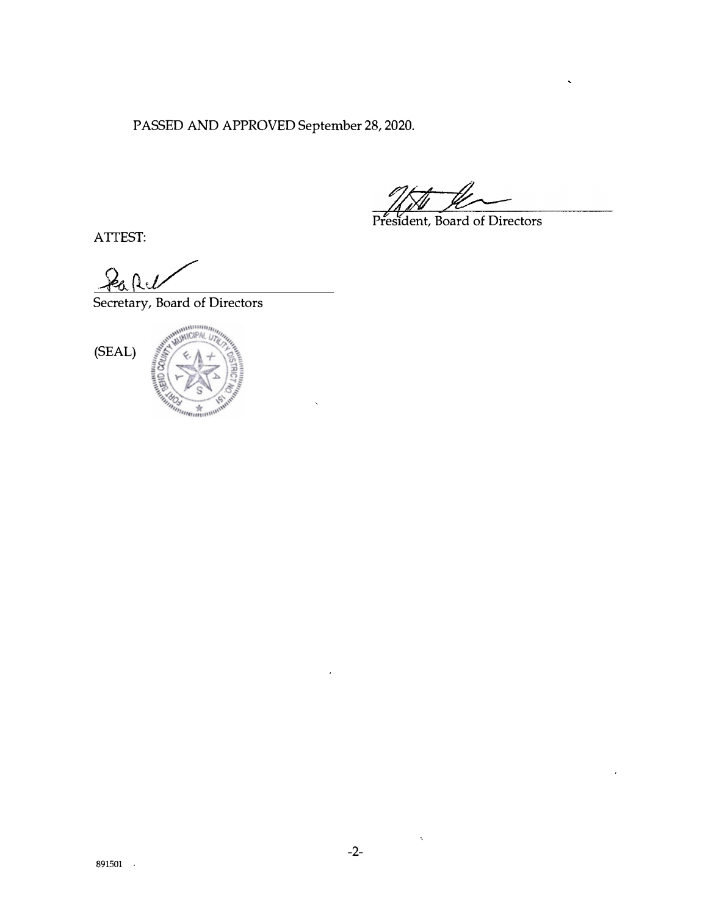PASSED AND APPROVED September 28, 2020.

President, Board of Directors

ATTEST:

Secretary, Board of Directors

(SEAL)

891501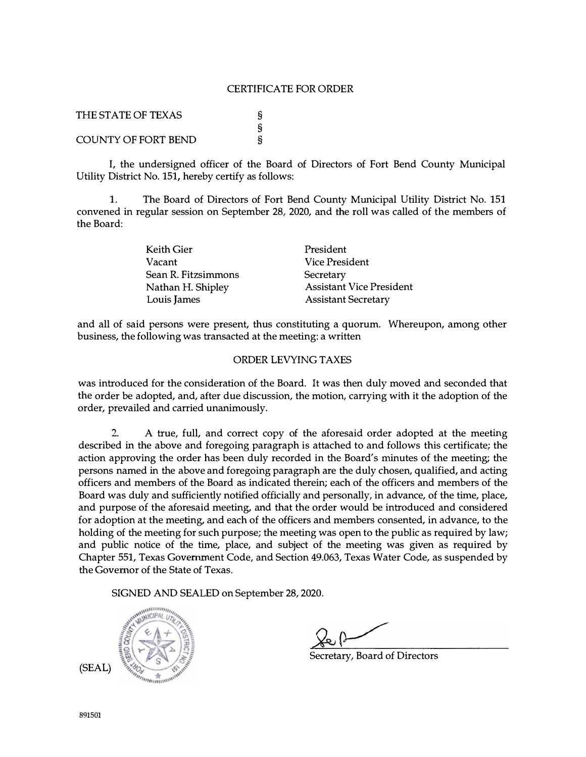# CERTIFICATE FOR ORDER

| | | |
|---|---|---|
| THE STATE OF TEXAS | § | |
| | § | |
| COUNTY OF FORT BEND | § | |

I, the undersigned officer of the Board of Directors of Fort Bend County Municipal Utility District No. 151, hereby certify as follows:

1. The Board of Directors of Fort Bend County Municipal Utility District No. 151 convened in regular session on September 28, 2020, and the roll was called of the members of the Board:

| | |
|---|---|
| Keith Gier | President |
| Vacant | Vice President |
| Sean R. Fitzsimmons | Secretary |
| Nathan H. Shipley | Assistant Vice President |
| Louis James | Assistant Secretary |

and all of said persons were present, thus constituting a quorum. Whereupon, among other business, the following was transacted at the meeting: a written

## ORDER LEVYING TAXES

was introduced for the consideration of the Board. It was then duly moved and seconded that the order be adopted, and, after due discussion, the motion, carrying with it the adoption of the order, prevailed and carried unanimously.

2. A true, full, and correct copy of the aforesaid order adopted at the meeting described in the above and foregoing paragraph is attached to and follows this certificate; the action approving the order has been duly recorded in the Board's minutes of the meeting; the persons named in the above and foregoing paragraph are the duly chosen, qualified, and acting officers and members of the Board as indicated therein; each of the officers and members of the Board was duly and sufficiently notified officially and personally, in advance, of the time, place, and purpose of the aforesaid meeting, and that the order would be introduced and considered for adoption at the meeting, and each of the officers and members consented, in advance, to the holding of the meeting for such purpose; the meeting was open to the public as required by law; and public notice of the time, place, and subject of the meeting was given as required by Chapter 551, Texas Government Code, and Section 49.063, Texas Water Code, as suspended by the Governor of the State of Texas.

SIGNED AND SEALED on September 28, 2020.

(SEAL)

Secretary, Board of Directors

891501